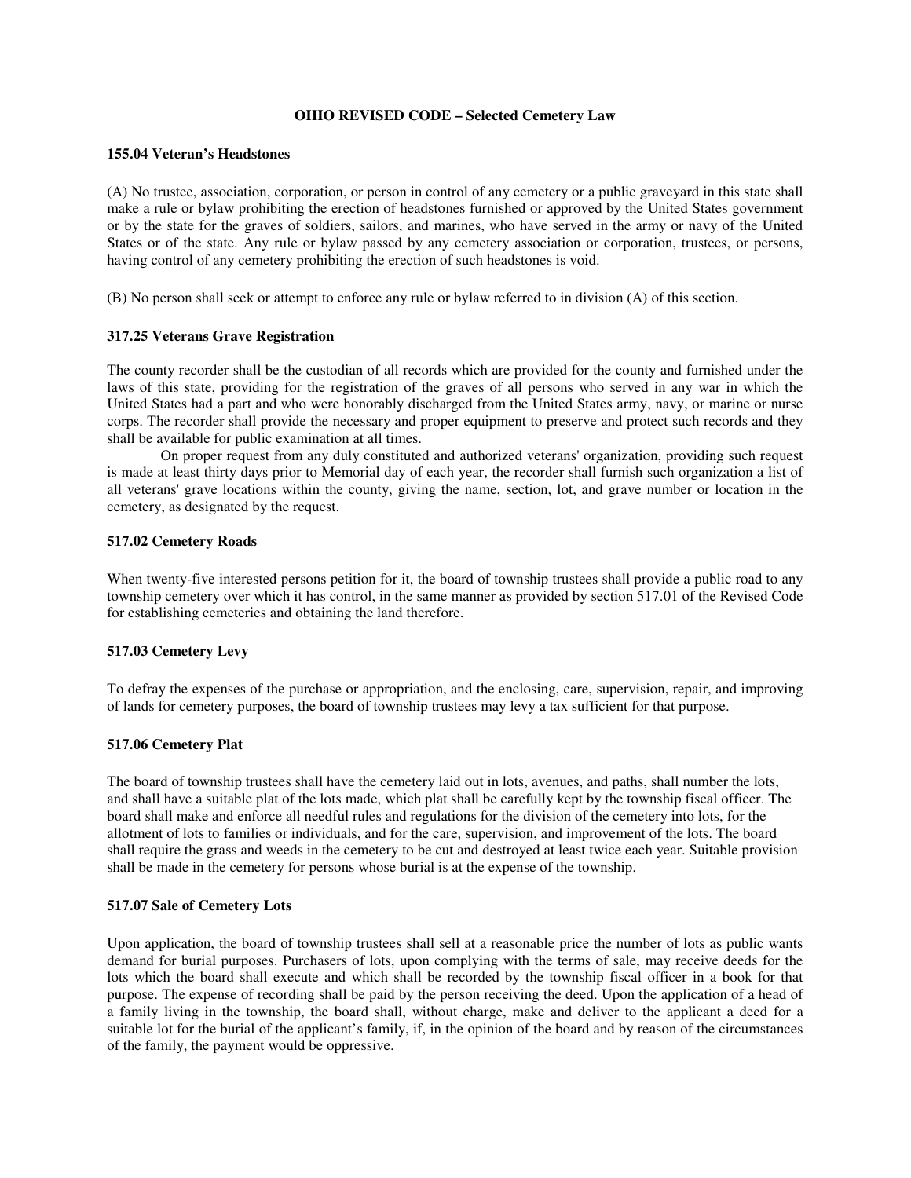# OHIO REVISED CODE – Selected Cemetery Law

## 155.04 Veteran's Headstones

(A) No trustee, association, corporation, or person in control of any cemetery or a public graveyard in this state shall make a rule or bylaw prohibiting the erection of headstones furnished or approved by the United States government or by the state for the graves of soldiers, sailors, and marines, who have served in the army or navy of the United States or of the state. Any rule or bylaw passed by any cemetery association or corporation, trustees, or persons, having control of any cemetery prohibiting the erection of such headstones is void.

(B) No person shall seek or attempt to enforce any rule or bylaw referred to in division (A) of this section.

## 317.25 Veterans Grave Registration

The county recorder shall be the custodian of all records which are provided for the county and furnished under the laws of this state, providing for the registration of the graves of all persons who served in any war in which the United States had a part and who were honorably discharged from the United States army, navy, or marine or nurse corps. The recorder shall provide the necessary and proper equipment to preserve and protect such records and they shall be available for public examination at all times.

On proper request from any duly constituted and authorized veterans' organization, providing such request is made at least thirty days prior to Memorial day of each year, the recorder shall furnish such organization a list of all veterans' grave locations within the county, giving the name, section, lot, and grave number or location in the cemetery, as designated by the request.

## 517.02 Cemetery Roads

When twenty-five interested persons petition for it, the board of township trustees shall provide a public road to any township cemetery over which it has control, in the same manner as provided by section 517.01 of the Revised Code for establishing cemeteries and obtaining the land therefore.

## 517.03 Cemetery Levy

To defray the expenses of the purchase or appropriation, and the enclosing, care, supervision, repair, and improving of lands for cemetery purposes, the board of township trustees may levy a tax sufficient for that purpose.

## 517.06 Cemetery Plat

The board of township trustees shall have the cemetery laid out in lots, avenues, and paths, shall number the lots, and shall have a suitable plat of the lots made, which plat shall be carefully kept by the township fiscal officer. The board shall make and enforce all needful rules and regulations for the division of the cemetery into lots, for the allotment of lots to families or individuals, and for the care, supervision, and improvement of the lots. The board shall require the grass and weeds in the cemetery to be cut and destroyed at least twice each year. Suitable provision shall be made in the cemetery for persons whose burial is at the expense of the township.

## 517.07 Sale of Cemetery Lots

Upon application, the board of township trustees shall sell at a reasonable price the number of lots as public wants demand for burial purposes. Purchasers of lots, upon complying with the terms of sale, may receive deeds for the lots which the board shall execute and which shall be recorded by the township fiscal officer in a book for that purpose. The expense of recording shall be paid by the person receiving the deed. Upon the application of a head of a family living in the township, the board shall, without charge, make and deliver to the applicant a deed for a suitable lot for the burial of the applicant's family, if, in the opinion of the board and by reason of the circumstances of the family, the payment would be oppressive.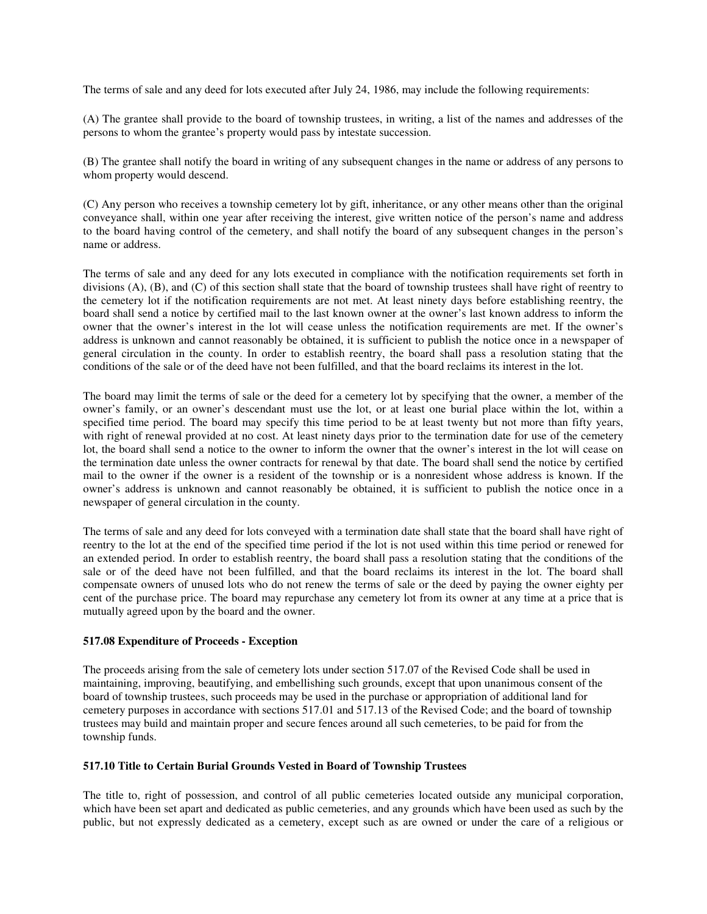The terms of sale and any deed for lots executed after July 24, 1986, may include the following requirements:

(A) The grantee shall provide to the board of township trustees, in writing, a list of the names and addresses of the persons to whom the grantee's property would pass by intestate succession.

(B) The grantee shall notify the board in writing of any subsequent changes in the name or address of any persons to whom property would descend.

(C) Any person who receives a township cemetery lot by gift, inheritance, or any other means other than the original conveyance shall, within one year after receiving the interest, give written notice of the person's name and address to the board having control of the cemetery, and shall notify the board of any subsequent changes in the person's name or address.

The terms of sale and any deed for any lots executed in compliance with the notification requirements set forth in divisions (A), (B), and (C) of this section shall state that the board of township trustees shall have right of reentry to the cemetery lot if the notification requirements are not met. At least ninety days before establishing reentry, the board shall send a notice by certified mail to the last known owner at the owner's last known address to inform the owner that the owner's interest in the lot will cease unless the notification requirements are met. If the owner's address is unknown and cannot reasonably be obtained, it is sufficient to publish the notice once in a newspaper of general circulation in the county. In order to establish reentry, the board shall pass a resolution stating that the conditions of the sale or of the deed have not been fulfilled, and that the board reclaims its interest in the lot.

The board may limit the terms of sale or the deed for a cemetery lot by specifying that the owner, a member of the owner's family, or an owner's descendant must use the lot, or at least one burial place within the lot, within a specified time period. The board may specify this time period to be at least twenty but not more than fifty years, with right of renewal provided at no cost. At least ninety days prior to the termination date for use of the cemetery lot, the board shall send a notice to the owner to inform the owner that the owner's interest in the lot will cease on the termination date unless the owner contracts for renewal by that date. The board shall send the notice by certified mail to the owner if the owner is a resident of the township or is a nonresident whose address is known. If the owner's address is unknown and cannot reasonably be obtained, it is sufficient to publish the notice once in a newspaper of general circulation in the county.

The terms of sale and any deed for lots conveyed with a termination date shall state that the board shall have right of reentry to the lot at the end of the specified time period if the lot is not used within this time period or renewed for an extended period. In order to establish reentry, the board shall pass a resolution stating that the conditions of the sale or of the deed have not been fulfilled, and that the board reclaims its interest in the lot. The board shall compensate owners of unused lots who do not renew the terms of sale or the deed by paying the owner eighty per cent of the purchase price. The board may repurchase any cemetery lot from its owner at any time at a price that is mutually agreed upon by the board and the owner.

### 517.08 Expenditure of Proceeds - Exception

The proceeds arising from the sale of cemetery lots under section 517.07 of the Revised Code shall be used in maintaining, improving, beautifying, and embellishing such grounds, except that upon unanimous consent of the board of township trustees, such proceeds may be used in the purchase or appropriation of additional land for cemetery purposes in accordance with sections 517.01 and 517.13 of the Revised Code; and the board of township trustees may build and maintain proper and secure fences around all such cemeteries, to be paid for from the township funds.

### 517.10 Title to Certain Burial Grounds Vested in Board of Township Trustees

The title to, right of possession, and control of all public cemeteries located outside any municipal corporation, which have been set apart and dedicated as public cemeteries, and any grounds which have been used as such by the public, but not expressly dedicated as a cemetery, except such as are owned or under the care of a religious or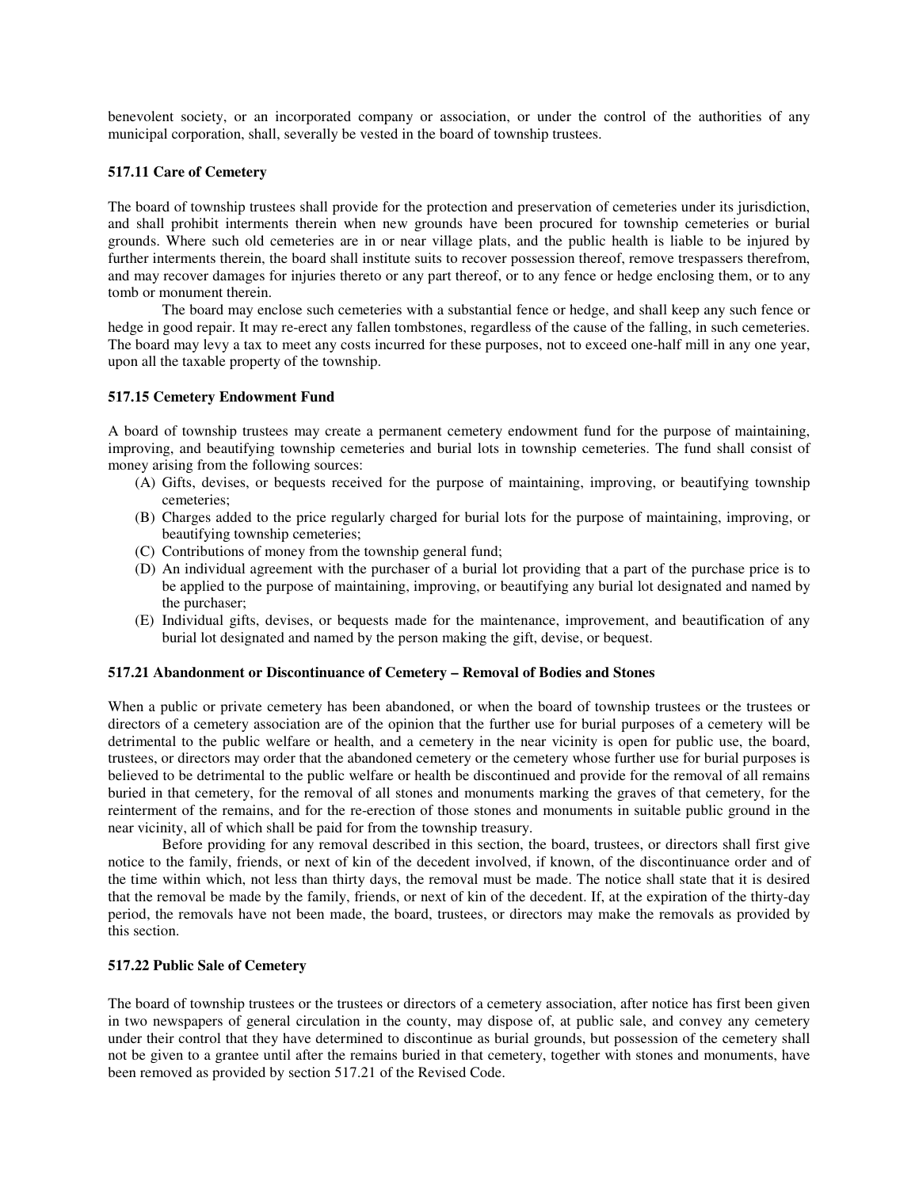benevolent society, or an incorporated company or association, or under the control of the authorities of any municipal corporation, shall, severally be vested in the board of township trustees.

### 517.11 Care of Cemetery

The board of township trustees shall provide for the protection and preservation of cemeteries under its jurisdiction, and shall prohibit interments therein when new grounds have been procured for township cemeteries or burial grounds. Where such old cemeteries are in or near village plats, and the public health is liable to be injured by further interments therein, the board shall institute suits to recover possession thereof, remove trespassers therefrom, and may recover damages for injuries thereto or any part thereof, or to any fence or hedge enclosing them, or to any tomb or monument therein.

The board may enclose such cemeteries with a substantial fence or hedge, and shall keep any such fence or hedge in good repair. It may re-erect any fallen tombstones, regardless of the cause of the falling, in such cemeteries. The board may levy a tax to meet any costs incurred for these purposes, not to exceed one-half mill in any one year, upon all the taxable property of the township.

### 517.15 Cemetery Endowment Fund

A board of township trustees may create a permanent cemetery endowment fund for the purpose of maintaining, improving, and beautifying township cemeteries and burial lots in township cemeteries. The fund shall consist of money arising from the following sources:

(A) Gifts, devises, or bequests received for the purpose of maintaining, improving, or beautifying township cemeteries;
(B) Charges added to the price regularly charged for burial lots for the purpose of maintaining, improving, or beautifying township cemeteries;
(C) Contributions of money from the township general fund;
(D) An individual agreement with the purchaser of a burial lot providing that a part of the purchase price is to be applied to the purpose of maintaining, improving, or beautifying any burial lot designated and named by the purchaser;
(E) Individual gifts, devises, or bequests made for the maintenance, improvement, and beautification of any burial lot designated and named by the person making the gift, devise, or bequest.

### 517.21 Abandonment or Discontinuance of Cemetery – Removal of Bodies and Stones

When a public or private cemetery has been abandoned, or when the board of township trustees or the trustees or directors of a cemetery association are of the opinion that the further use for burial purposes of a cemetery will be detrimental to the public welfare or health, and a cemetery in the near vicinity is open for public use, the board, trustees, or directors may order that the abandoned cemetery or the cemetery whose further use for burial purposes is believed to be detrimental to the public welfare or health be discontinued and provide for the removal of all remains buried in that cemetery, for the removal of all stones and monuments marking the graves of that cemetery, for the reinterment of the remains, and for the re-erection of those stones and monuments in suitable public ground in the near vicinity, all of which shall be paid for from the township treasury.

Before providing for any removal described in this section, the board, trustees, or directors shall first give notice to the family, friends, or next of kin of the decedent involved, if known, of the discontinuance order and of the time within which, not less than thirty days, the removal must be made. The notice shall state that it is desired that the removal be made by the family, friends, or next of kin of the decedent. If, at the expiration of the thirty-day period, the removals have not been made, the board, trustees, or directors may make the removals as provided by this section.

### 517.22 Public Sale of Cemetery

The board of township trustees or the trustees or directors of a cemetery association, after notice has first been given in two newspapers of general circulation in the county, may dispose of, at public sale, and convey any cemetery under their control that they have determined to discontinue as burial grounds, but possession of the cemetery shall not be given to a grantee until after the remains buried in that cemetery, together with stones and monuments, have been removed as provided by section 517.21 of the Revised Code.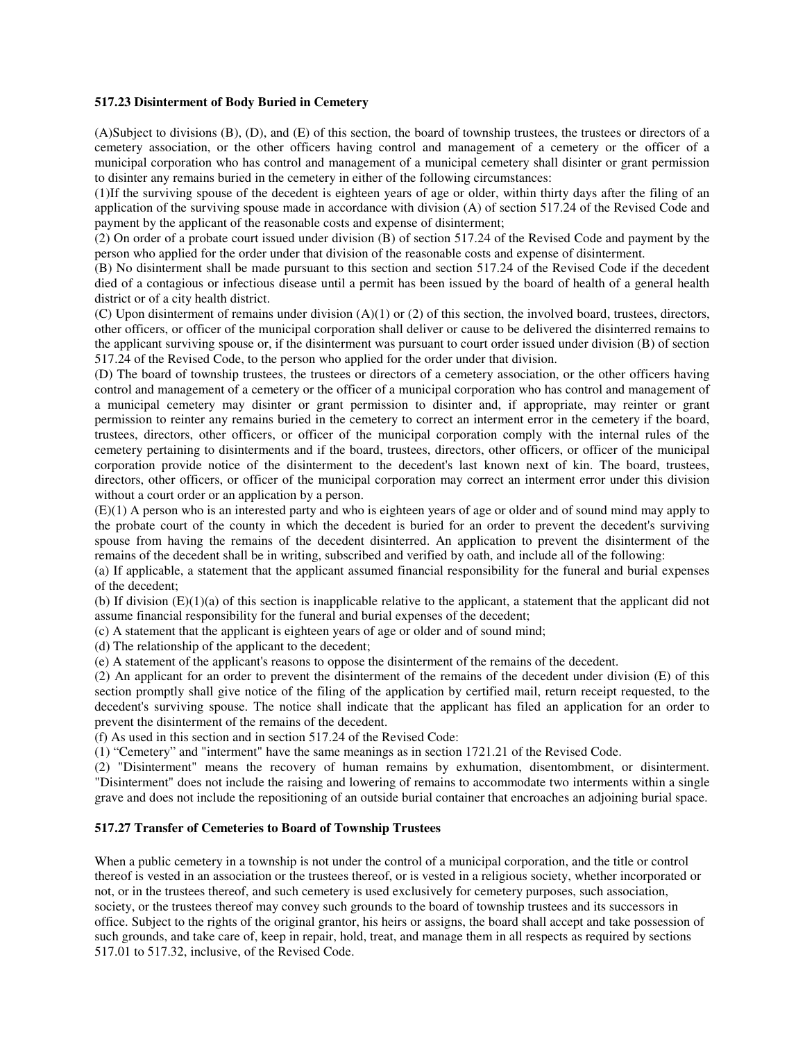**517.23 Disinterment of Body Buried in Cemetery**

(A)Subject to divisions (B), (D), and (E) of this section, the board of township trustees, the trustees or directors of a cemetery association, or the other officers having control and management of a cemetery or the officer of a municipal corporation who has control and management of a municipal cemetery shall disinter or grant permission to disinter any remains buried in the cemetery in either of the following circumstances:

(1)If the surviving spouse of the decedent is eighteen years of age or older, within thirty days after the filing of an application of the surviving spouse made in accordance with division (A) of section 517.24 of the Revised Code and payment by the applicant of the reasonable costs and expense of disinterment;

(2) On order of a probate court issued under division (B) of section 517.24 of the Revised Code and payment by the person who applied for the order under that division of the reasonable costs and expense of disinterment.

(B) No disinterment shall be made pursuant to this section and section 517.24 of the Revised Code if the decedent died of a contagious or infectious disease until a permit has been issued by the board of health of a general health district or of a city health district.

(C) Upon disinterment of remains under division (A)(1) or (2) of this section, the involved board, trustees, directors, other officers, or officer of the municipal corporation shall deliver or cause to be delivered the disinterred remains to the applicant surviving spouse or, if the disinterment was pursuant to court order issued under division (B) of section 517.24 of the Revised Code, to the person who applied for the order under that division.

(D) The board of township trustees, the trustees or directors of a cemetery association, or the other officers having control and management of a cemetery or the officer of a municipal corporation who has control and management of a municipal cemetery may disinter or grant permission to disinter and, if appropriate, may reinter or grant permission to reinter any remains buried in the cemetery to correct an interment error in the cemetery if the board, trustees, directors, other officers, or officer of the municipal corporation comply with the internal rules of the cemetery pertaining to disinterments and if the board, trustees, directors, other officers, or officer of the municipal corporation provide notice of the disinterment to the decedent's last known next of kin. The board, trustees, directors, other officers, or officer of the municipal corporation may correct an interment error under this division without a court order or an application by a person.

(E)(1) A person who is an interested party and who is eighteen years of age or older and of sound mind may apply to the probate court of the county in which the decedent is buried for an order to prevent the decedent's surviving spouse from having the remains of the decedent disinterred. An application to prevent the disinterment of the remains of the decedent shall be in writing, subscribed and verified by oath, and include all of the following:

(a) If applicable, a statement that the applicant assumed financial responsibility for the funeral and burial expenses of the decedent;

(b) If division (E)(1)(a) of this section is inapplicable relative to the applicant, a statement that the applicant did not assume financial responsibility for the funeral and burial expenses of the decedent;

(c) A statement that the applicant is eighteen years of age or older and of sound mind;

(d) The relationship of the applicant to the decedent;

(e) A statement of the applicant's reasons to oppose the disinterment of the remains of the decedent.

(2) An applicant for an order to prevent the disinterment of the remains of the decedent under division (E) of this section promptly shall give notice of the filing of the application by certified mail, return receipt requested, to the decedent's surviving spouse. The notice shall indicate that the applicant has filed an application for an order to prevent the disinterment of the remains of the decedent.

(f) As used in this section and in section 517.24 of the Revised Code:

(1) "Cemetery" and "interment" have the same meanings as in section 1721.21 of the Revised Code.

(2) "Disinterment" means the recovery of human remains by exhumation, disentombment, or disinterment. "Disinterment" does not include the raising and lowering of remains to accommodate two interments within a single grave and does not include the repositioning of an outside burial container that encroaches an adjoining burial space.

**517.27 Transfer of Cemeteries to Board of Township Trustees**

When a public cemetery in a township is not under the control of a municipal corporation, and the title or control thereof is vested in an association or the trustees thereof, or is vested in a religious society, whether incorporated or not, or in the trustees thereof, and such cemetery is used exclusively for cemetery purposes, such association, society, or the trustees thereof may convey such grounds to the board of township trustees and its successors in office. Subject to the rights of the original grantor, his heirs or assigns, the board shall accept and take possession of such grounds, and take care of, keep in repair, hold, treat, and manage them in all respects as required by sections 517.01 to 517.32, inclusive, of the Revised Code.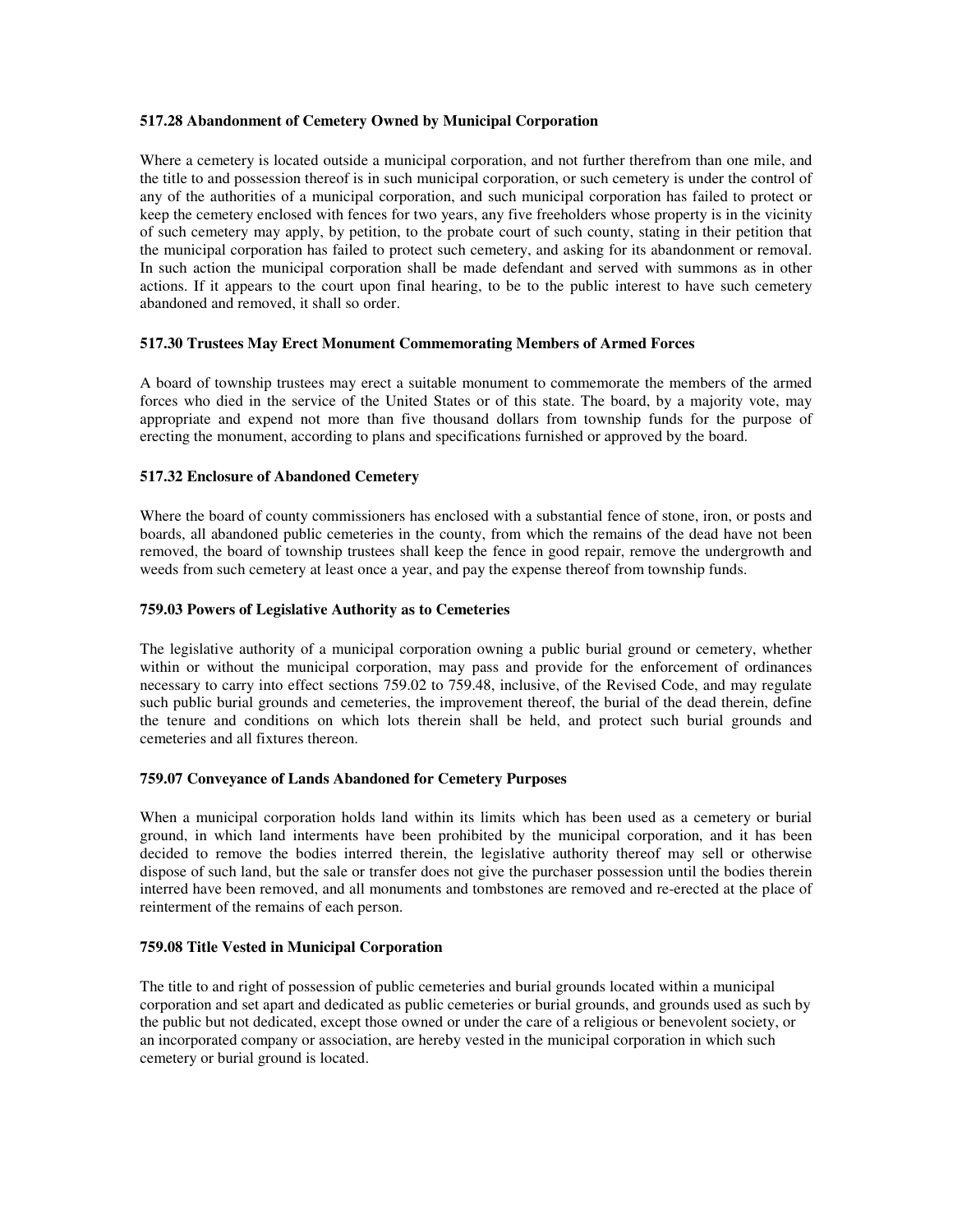### 517.28 Abandonment of Cemetery Owned by Municipal Corporation

Where a cemetery is located outside a municipal corporation, and not further therefrom than one mile, and the title to and possession thereof is in such municipal corporation, or such cemetery is under the control of any of the authorities of a municipal corporation, and such municipal corporation has failed to protect or keep the cemetery enclosed with fences for two years, any five freeholders whose property is in the vicinity of such cemetery may apply, by petition, to the probate court of such county, stating in their petition that the municipal corporation has failed to protect such cemetery, and asking for its abandonment or removal. In such action the municipal corporation shall be made defendant and served with summons as in other actions. If it appears to the court upon final hearing, to be to the public interest to have such cemetery abandoned and removed, it shall so order.

### 517.30 Trustees May Erect Monument Commemorating Members of Armed Forces

A board of township trustees may erect a suitable monument to commemorate the members of the armed forces who died in the service of the United States or of this state. The board, by a majority vote, may appropriate and expend not more than five thousand dollars from township funds for the purpose of erecting the monument, according to plans and specifications furnished or approved by the board.

### 517.32 Enclosure of Abandoned Cemetery

Where the board of county commissioners has enclosed with a substantial fence of stone, iron, or posts and boards, all abandoned public cemeteries in the county, from which the remains of the dead have not been removed, the board of township trustees shall keep the fence in good repair, remove the undergrowth and weeds from such cemetery at least once a year, and pay the expense thereof from township funds.

### 759.03 Powers of Legislative Authority as to Cemeteries

The legislative authority of a municipal corporation owning a public burial ground or cemetery, whether within or without the municipal corporation, may pass and provide for the enforcement of ordinances necessary to carry into effect sections 759.02 to 759.48, inclusive, of the Revised Code, and may regulate such public burial grounds and cemeteries, the improvement thereof, the burial of the dead therein, define the tenure and conditions on which lots therein shall be held, and protect such burial grounds and cemeteries and all fixtures thereon.

### 759.07 Conveyance of Lands Abandoned for Cemetery Purposes

When a municipal corporation holds land within its limits which has been used as a cemetery or burial ground, in which land interments have been prohibited by the municipal corporation, and it has been decided to remove the bodies interred therein, the legislative authority thereof may sell or otherwise dispose of such land, but the sale or transfer does not give the purchaser possession until the bodies therein interred have been removed, and all monuments and tombstones are removed and re-erected at the place of reinterment of the remains of each person.

### 759.08 Title Vested in Municipal Corporation

The title to and right of possession of public cemeteries and burial grounds located within a municipal corporation and set apart and dedicated as public cemeteries or burial grounds, and grounds used as such by the public but not dedicated, except those owned or under the care of a religious or benevolent society, or an incorporated company or association, are hereby vested in the municipal corporation in which such cemetery or burial ground is located.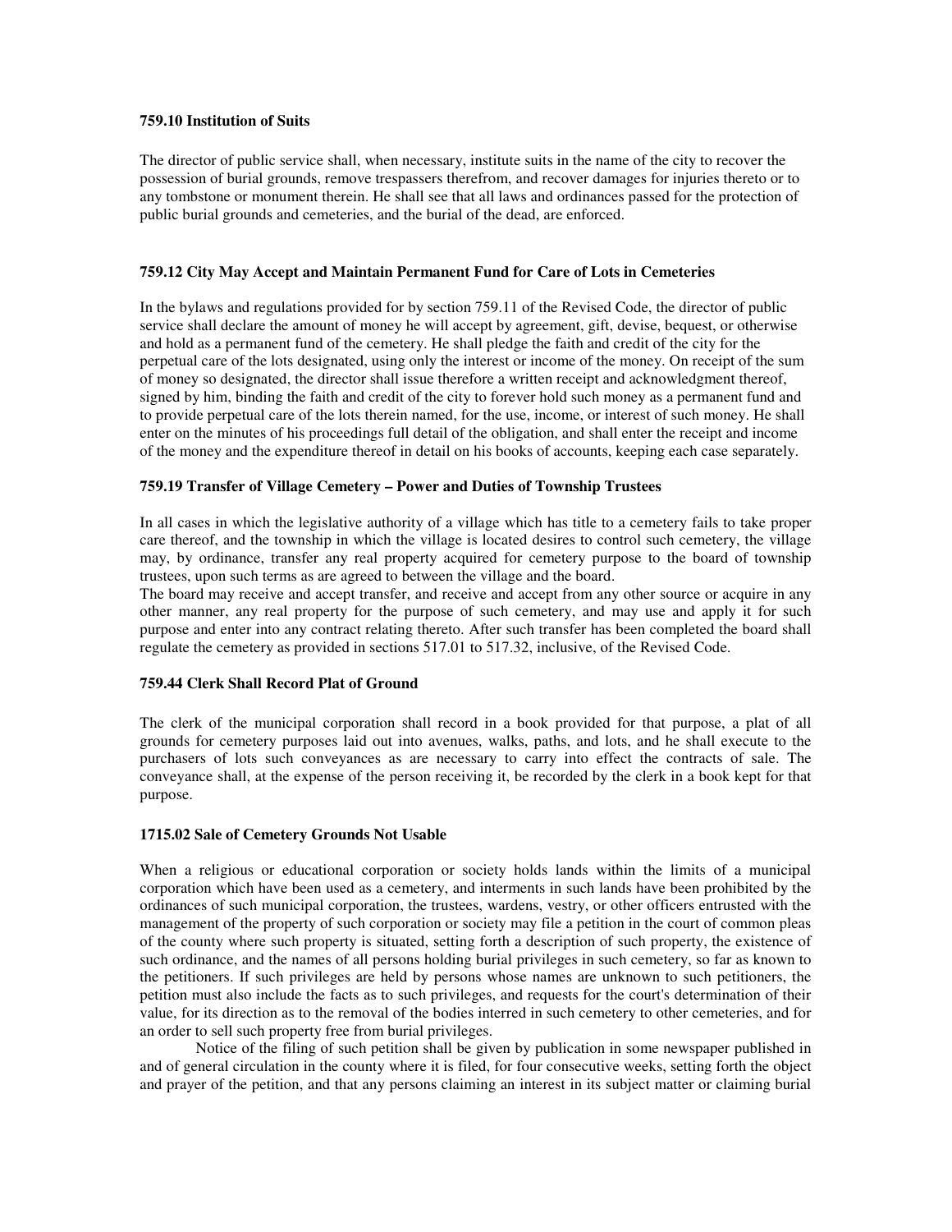#### 759.10 Institution of Suits

The director of public service shall, when necessary, institute suits in the name of the city to recover the possession of burial grounds, remove trespassers therefrom, and recover damages for injuries thereto or to any tombstone or monument therein. He shall see that all laws and ordinances passed for the protection of public burial grounds and cemeteries, and the burial of the dead, are enforced.

#### 759.12 City May Accept and Maintain Permanent Fund for Care of Lots in Cemeteries

In the bylaws and regulations provided for by section 759.11 of the Revised Code, the director of public service shall declare the amount of money he will accept by agreement, gift, devise, bequest, or otherwise and hold as a permanent fund of the cemetery. He shall pledge the faith and credit of the city for the perpetual care of the lots designated, using only the interest or income of the money. On receipt of the sum of money so designated, the director shall issue therefore a written receipt and acknowledgment thereof, signed by him, binding the faith and credit of the city to forever hold such money as a permanent fund and to provide perpetual care of the lots therein named, for the use, income, or interest of such money. He shall enter on the minutes of his proceedings full detail of the obligation, and shall enter the receipt and income of the money and the expenditure thereof in detail on his books of accounts, keeping each case separately.

#### 759.19 Transfer of Village Cemetery – Power and Duties of Township Trustees

In all cases in which the legislative authority of a village which has title to a cemetery fails to take proper care thereof, and the township in which the village is located desires to control such cemetery, the village may, by ordinance, transfer any real property acquired for cemetery purpose to the board of township trustees, upon such terms as are agreed to between the village and the board.

The board may receive and accept transfer, and receive and accept from any other source or acquire in any other manner, any real property for the purpose of such cemetery, and may use and apply it for such purpose and enter into any contract relating thereto. After such transfer has been completed the board shall regulate the cemetery as provided in sections 517.01 to 517.32, inclusive, of the Revised Code.

#### 759.44 Clerk Shall Record Plat of Ground

The clerk of the municipal corporation shall record in a book provided for that purpose, a plat of all grounds for cemetery purposes laid out into avenues, walks, paths, and lots, and he shall execute to the purchasers of lots such conveyances as are necessary to carry into effect the contracts of sale. The conveyance shall, at the expense of the person receiving it, be recorded by the clerk in a book kept for that purpose.

#### 1715.02 Sale of Cemetery Grounds Not Usable

When a religious or educational corporation or society holds lands within the limits of a municipal corporation which have been used as a cemetery, and interments in such lands have been prohibited by the ordinances of such municipal corporation, the trustees, wardens, vestry, or other officers entrusted with the management of the property of such corporation or society may file a petition in the court of common pleas of the county where such property is situated, setting forth a description of such property, the existence of such ordinance, and the names of all persons holding burial privileges in such cemetery, so far as known to the petitioners. If such privileges are held by persons whose names are unknown to such petitioners, the petition must also include the facts as to such privileges, and requests for the court's determination of their value, for its direction as to the removal of the bodies interred in such cemetery to other cemeteries, and for an order to sell such property free from burial privileges.

Notice of the filing of such petition shall be given by publication in some newspaper published in and of general circulation in the county where it is filed, for four consecutive weeks, setting forth the object and prayer of the petition, and that any persons claiming an interest in its subject matter or claiming burial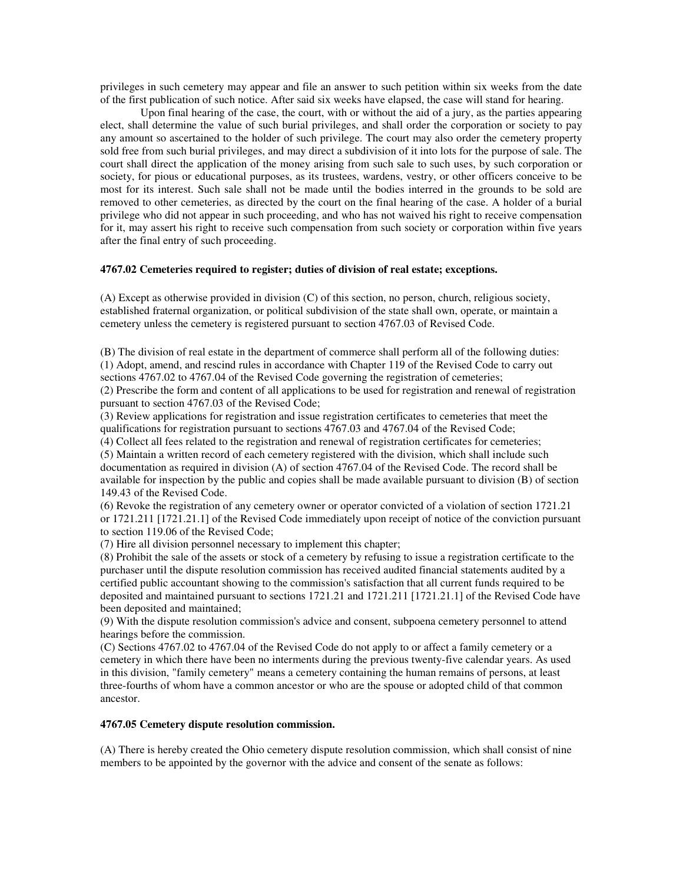privileges in such cemetery may appear and file an answer to such petition within six weeks from the date of the first publication of such notice. After said six weeks have elapsed, the case will stand for hearing.

Upon final hearing of the case, the court, with or without the aid of a jury, as the parties appearing elect, shall determine the value of such burial privileges, and shall order the corporation or society to pay any amount so ascertained to the holder of such privilege. The court may also order the cemetery property sold free from such burial privileges, and may direct a subdivision of it into lots for the purpose of sale. The court shall direct the application of the money arising from such sale to such uses, by such corporation or society, for pious or educational purposes, as its trustees, wardens, vestry, or other officers conceive to be most for its interest. Such sale shall not be made until the bodies interred in the grounds to be sold are removed to other cemeteries, as directed by the court on the final hearing of the case. A holder of a burial privilege who did not appear in such proceeding, and who has not waived his right to receive compensation for it, may assert his right to receive such compensation from such society or corporation within five years after the final entry of such proceeding.

**4767.02 Cemeteries required to register; duties of division of real estate; exceptions.**

(A) Except as otherwise provided in division (C) of this section, no person, church, religious society, established fraternal organization, or political subdivision of the state shall own, operate, or maintain a cemetery unless the cemetery is registered pursuant to section 4767.03 of Revised Code.

(B) The division of real estate in the department of commerce shall perform all of the following duties:
(1) Adopt, amend, and rescind rules in accordance with Chapter 119 of the Revised Code to carry out sections 4767.02 to 4767.04 of the Revised Code governing the registration of cemeteries;
(2) Prescribe the form and content of all applications to be used for registration and renewal of registration pursuant to section 4767.03 of the Revised Code;
(3) Review applications for registration and issue registration certificates to cemeteries that meet the qualifications for registration pursuant to sections 4767.03 and 4767.04 of the Revised Code;
(4) Collect all fees related to the registration and renewal of registration certificates for cemeteries;
(5) Maintain a written record of each cemetery registered with the division, which shall include such documentation as required in division (A) of section 4767.04 of the Revised Code. The record shall be available for inspection by the public and copies shall be made available pursuant to division (B) of section 149.43 of the Revised Code.
(6) Revoke the registration of any cemetery owner or operator convicted of a violation of section 1721.21 or 1721.211 [1721.21.1] of the Revised Code immediately upon receipt of notice of the conviction pursuant to section 119.06 of the Revised Code;
(7) Hire all division personnel necessary to implement this chapter;
(8) Prohibit the sale of the assets or stock of a cemetery by refusing to issue a registration certificate to the purchaser until the dispute resolution commission has received audited financial statements audited by a certified public accountant showing to the commission's satisfaction that all current funds required to be deposited and maintained pursuant to sections 1721.21 and 1721.211 [1721.21.1] of the Revised Code have been deposited and maintained;
(9) With the dispute resolution commission's advice and consent, subpoena cemetery personnel to attend hearings before the commission.
(C) Sections 4767.02 to 4767.04 of the Revised Code do not apply to or affect a family cemetery or a cemetery in which there have been no interments during the previous twenty-five calendar years. As used in this division, "family cemetery" means a cemetery containing the human remains of persons, at least three-fourths of whom have a common ancestor or who are the spouse or adopted child of that common ancestor.

**4767.05 Cemetery dispute resolution commission.**

(A) There is hereby created the Ohio cemetery dispute resolution commission, which shall consist of nine members to be appointed by the governor with the advice and consent of the senate as follows: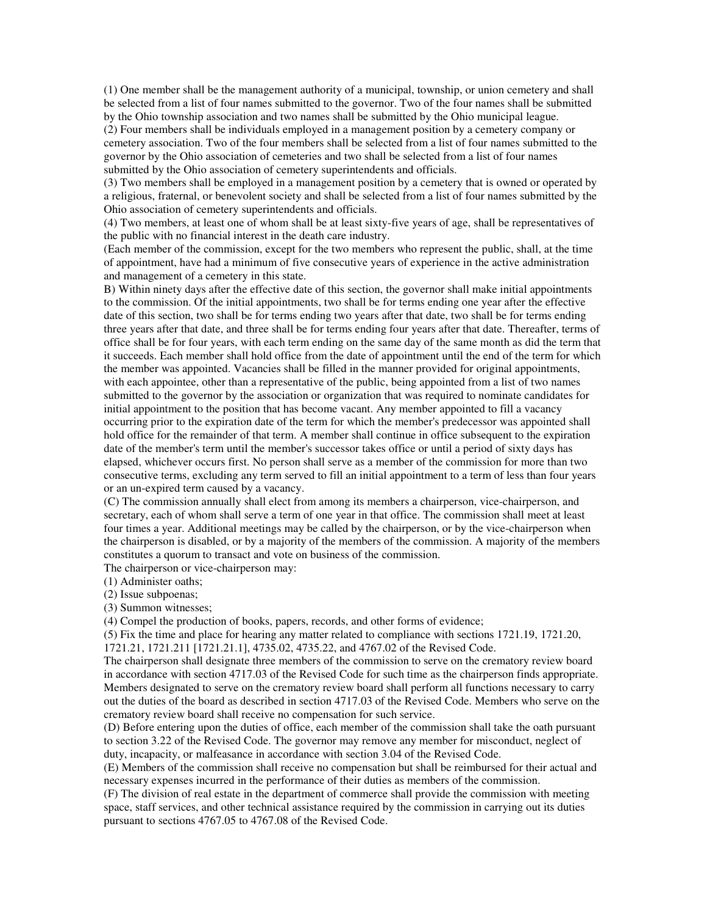(1) One member shall be the management authority of a municipal, township, or union cemetery and shall be selected from a list of four names submitted to the governor. Two of the four names shall be submitted by the Ohio township association and two names shall be submitted by the Ohio municipal league.

(2) Four members shall be individuals employed in a management position by a cemetery company or cemetery association. Two of the four members shall be selected from a list of four names submitted to the governor by the Ohio association of cemeteries and two shall be selected from a list of four names submitted by the Ohio association of cemetery superintendents and officials.

(3) Two members shall be employed in a management position by a cemetery that is owned or operated by a religious, fraternal, or benevolent society and shall be selected from a list of four names submitted by the Ohio association of cemetery superintendents and officials.

(4) Two members, at least one of whom shall be at least sixty-five years of age, shall be representatives of the public with no financial interest in the death care industry.

(Each member of the commission, except for the two members who represent the public, shall, at the time of appointment, have had a minimum of five consecutive years of experience in the active administration and management of a cemetery in this state.

B) Within ninety days after the effective date of this section, the governor shall make initial appointments to the commission. Of the initial appointments, two shall be for terms ending one year after the effective date of this section, two shall be for terms ending two years after that date, two shall be for terms ending three years after that date, and three shall be for terms ending four years after that date. Thereafter, terms of office shall be for four years, with each term ending on the same day of the same month as did the term that it succeeds. Each member shall hold office from the date of appointment until the end of the term for which the member was appointed. Vacancies shall be filled in the manner provided for original appointments, with each appointee, other than a representative of the public, being appointed from a list of two names submitted to the governor by the association or organization that was required to nominate candidates for initial appointment to the position that has become vacant. Any member appointed to fill a vacancy occurring prior to the expiration date of the term for which the member's predecessor was appointed shall hold office for the remainder of that term. A member shall continue in office subsequent to the expiration date of the member's term until the member's successor takes office or until a period of sixty days has elapsed, whichever occurs first. No person shall serve as a member of the commission for more than two consecutive terms, excluding any term served to fill an initial appointment to a term of less than four years or an un-expired term caused by a vacancy.

(C) The commission annually shall elect from among its members a chairperson, vice-chairperson, and secretary, each of whom shall serve a term of one year in that office. The commission shall meet at least four times a year. Additional meetings may be called by the chairperson, or by the vice-chairperson when the chairperson is disabled, or by a majority of the members of the commission. A majority of the members constitutes a quorum to transact and vote on business of the commission.

The chairperson or vice-chairperson may:

(1) Administer oaths;

(2) Issue subpoenas;

(3) Summon witnesses;

(4) Compel the production of books, papers, records, and other forms of evidence;

(5) Fix the time and place for hearing any matter related to compliance with sections 1721.19, 1721.20, 1721.21, 1721.211 [1721.21.1], 4735.02, 4735.22, and 4767.02 of the Revised Code.

The chairperson shall designate three members of the commission to serve on the crematory review board in accordance with section 4717.03 of the Revised Code for such time as the chairperson finds appropriate. Members designated to serve on the crematory review board shall perform all functions necessary to carry out the duties of the board as described in section 4717.03 of the Revised Code. Members who serve on the crematory review board shall receive no compensation for such service.

(D) Before entering upon the duties of office, each member of the commission shall take the oath pursuant to section 3.22 of the Revised Code. The governor may remove any member for misconduct, neglect of duty, incapacity, or malfeasance in accordance with section 3.04 of the Revised Code.

(E) Members of the commission shall receive no compensation but shall be reimbursed for their actual and necessary expenses incurred in the performance of their duties as members of the commission.

(F) The division of real estate in the department of commerce shall provide the commission with meeting space, staff services, and other technical assistance required by the commission in carrying out its duties pursuant to sections 4767.05 to 4767.08 of the Revised Code.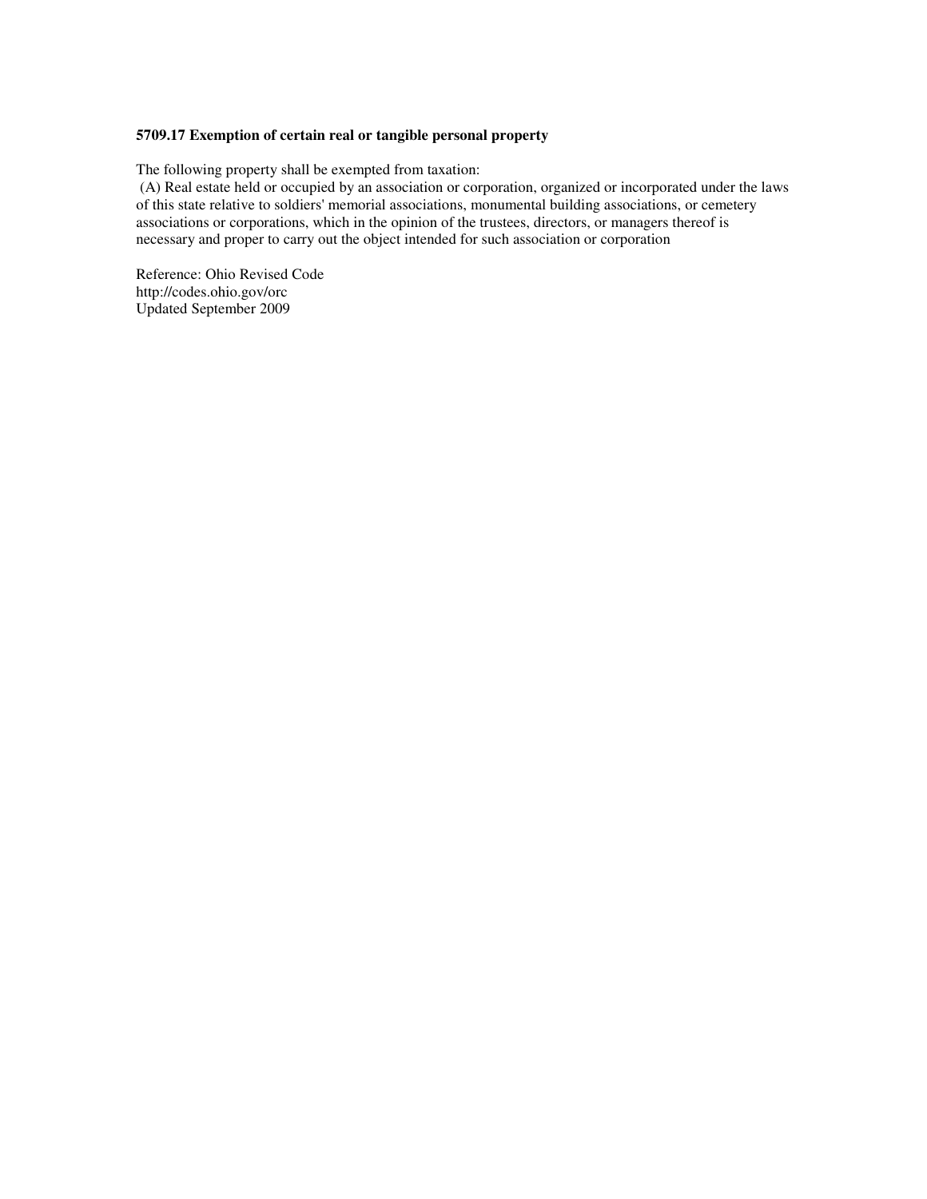**5709.17 Exemption of certain real or tangible personal property**

The following property shall be exempted from taxation:

(A) Real estate held or occupied by an association or corporation, organized or incorporated under the laws of this state relative to soldiers' memorial associations, monumental building associations, or cemetery associations or corporations, which in the opinion of the trustees, directors, or managers thereof is necessary and proper to carry out the object intended for such association or corporation

Reference: Ohio Revised Code
http://codes.ohio.gov/orc
Updated September 2009